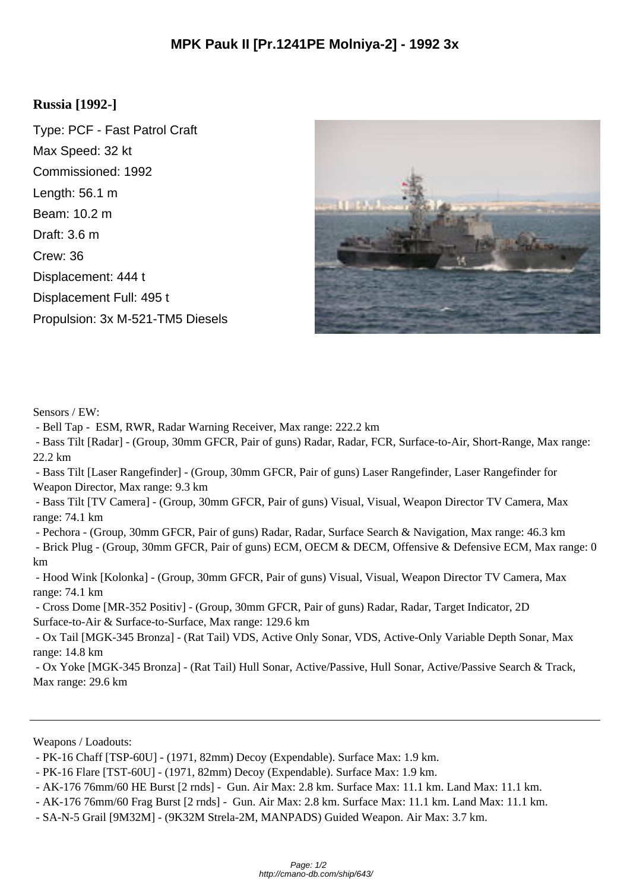# MPK Pauk II [Pr.1241PE Molniya-2] - 1992 3x

## Russia [1992-]

Type: PCF - Fast Patrol Craft

Max Speed: 32 kt

Commissioned: 1992

Length: 56.1 m

Beam: 10.2 m

Draft: 3.6 m

Crew: 36

Displacement: 444 t

Displacement Full: 495 t

Propulsion: 3x M-521-TM5 Diesels

Sensors / EW:

- Bell Tap - ESM, RWR, Radar Warning Receiver, Max range: 222.2 km
- Bass Tilt [Radar] - (Group, 30mm GFCR, Pair of guns) Radar, Radar, FCR, Surface-to-Air, Short-Range, Max range: 22.2 km
- Bass Tilt [Laser Rangefinder] - (Group, 30mm GFCR, Pair of guns) Laser Rangefinder, Laser Rangefinder for Weapon Director, Max range: 9.3 km
- Bass Tilt [TV Camera] - (Group, 30mm GFCR, Pair of guns) Visual, Visual, Weapon Director TV Camera, Max range: 74.1 km
- Pechora - (Group, 30mm GFCR, Pair of guns) Radar, Radar, Surface Search & Navigation, Max range: 46.3 km
- Brick Plug - (Group, 30mm GFCR, Pair of guns) ECM, OECM & DECM, Offensive & Defensive ECM, Max range: 0 km
- Hood Wink [Kolonka] - (Group, 30mm GFCR, Pair of guns) Visual, Visual, Weapon Director TV Camera, Max range: 74.1 km
- Cross Dome [MR-352 Positiv] - (Group, 30mm GFCR, Pair of guns) Radar, Radar, Target Indicator, 2D Surface-to-Air & Surface-to-Surface, Max range: 129.6 km
- Ox Tail [MGK-345 Bronza] - (Rat Tail) VDS, Active Only Sonar, VDS, Active-Only Variable Depth Sonar, Max range: 14.8 km
- Ox Yoke [MGK-345 Bronza] - (Rat Tail) Hull Sonar, Active/Passive, Hull Sonar, Active/Passive Search & Track, Max range: 29.6 km

Weapons / Loadouts:

- PK-16 Chaff [TSP-60U] - (1971, 82mm) Decoy (Expendable). Surface Max: 1.9 km.
- PK-16 Flare [TST-60U] - (1971, 82mm) Decoy (Expendable). Surface Max: 1.9 km.
- AK-176 76mm/60 HE Burst [2 rnds] - Gun. Air Max: 2.8 km. Surface Max: 11.1 km. Land Max: 11.1 km.
- AK-176 76mm/60 Frag Burst [2 rnds] - Gun. Air Max: 2.8 km. Surface Max: 11.1 km. Land Max: 11.1 km.
- SA-N-5 Grail [9M32M] - (9K32M Strela-2M, MANPADS) Guided Weapon. Air Max: 3.7 km.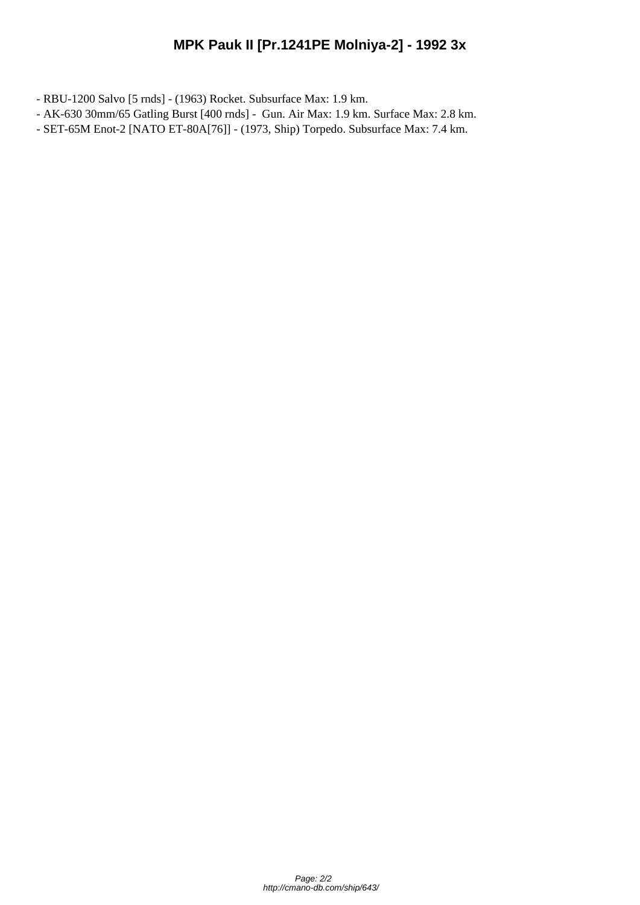# MPK Pauk II [Pr.1241PE Molniya-2] - 1992 3x

- RBU-1200 Salvo [5 rnds] - (1963) Rocket. Subsurface Max: 1.9 km.
- AK-630 30mm/65 Gatling Burst [400 rnds] - Gun. Air Max: 1.9 km. Surface Max: 2.8 km.
- SET-65M Enot-2 [NATO ET-80A[76]] - (1973, Ship) Torpedo. Subsurface Max: 7.4 km.